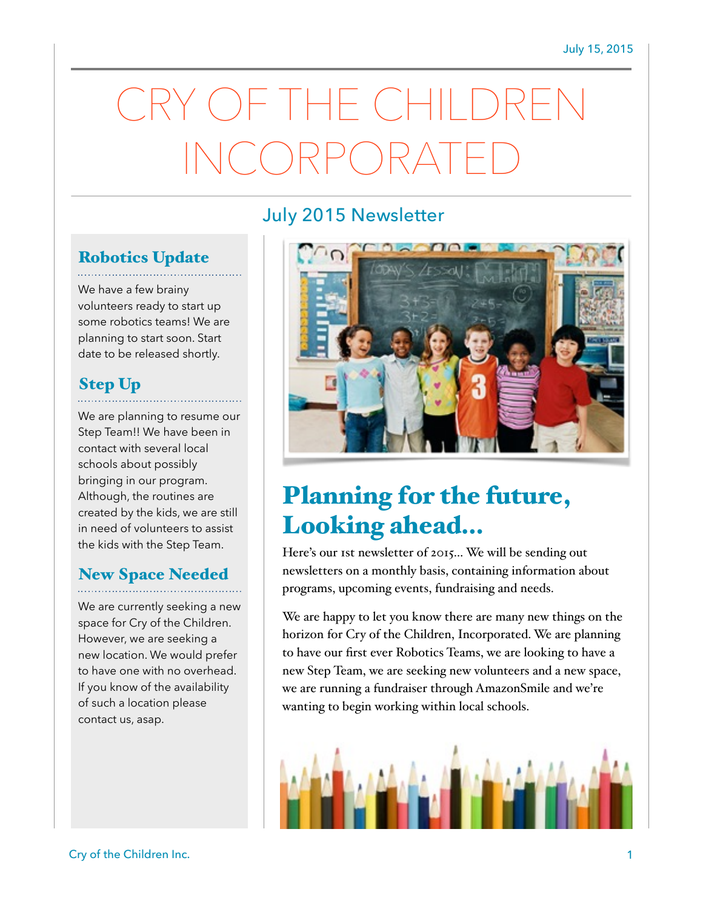July 15, 2015

# CRY OF THE CHILDREN INCORPORATED

## July 2015 Newsletter

### Robotics Update

We have a few brainy volunteers ready to start up some robotics teams! We are planning to start soon. Start date to be released shortly.

### Step Up

We are planning to resume our Step Team!! We have been in contact with several local schools about possibly bringing in our program. Although, the routines are created by the kids, we are still in need of volunteers to assist the kids with the Step Team.

### New Space Needed

We are currently seeking a new space for Cry of the Children. However, we are seeking a new location. We would prefer to have one with no overhead. If you know of the availability of such a location please contact us, asap.

## Planning for the future, Looking ahead...

Here's our 1st newsletter of 2015... We will be sending out newsletters on a monthly basis, containing information about programs, upcoming events, fundraising and needs.

We are happy to let you know there are many new things on the horizon for Cry of the Children, Incorporated. We are planning to have our first ever Robotics Teams, we are looking to have a new Step Team, we are seeking new volunteers and a new space, we are running a fundraiser through AmazonSmile and we're wanting to begin working within local schools.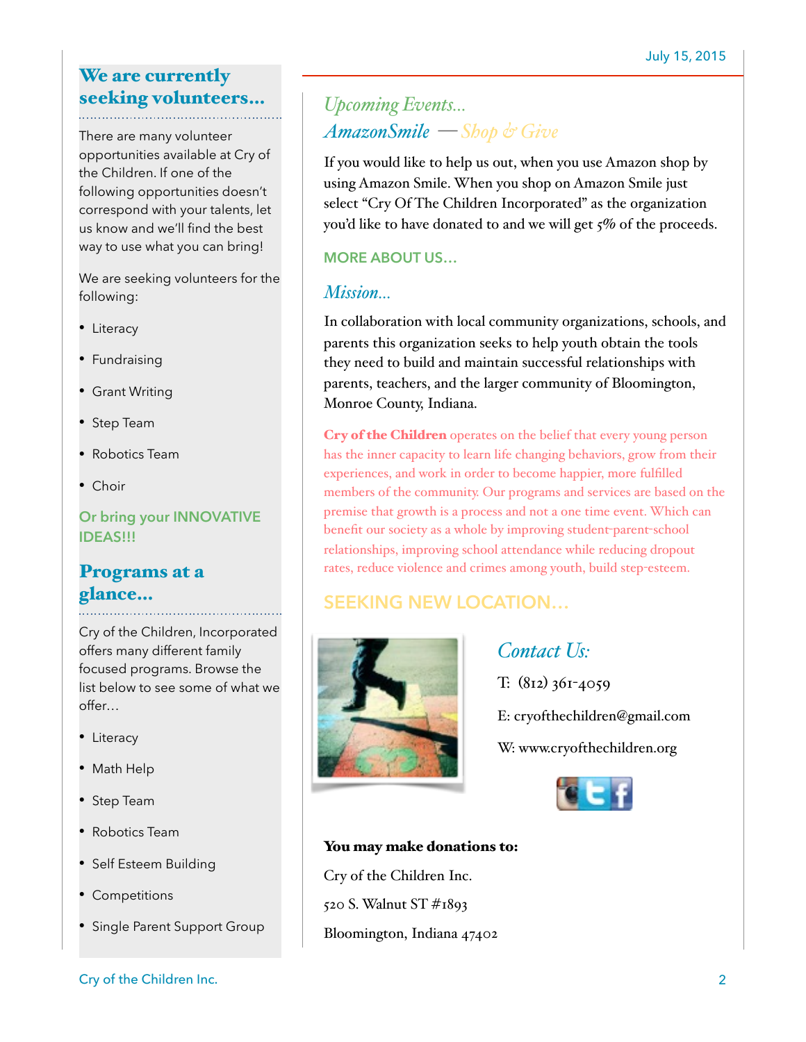## We are currently seeking volunteers...

There are many volunteer opportunities available at Cry of the Children. If one of the following opportunities doesn't correspond with your talents, let us know and we'll find the best way to use what you can bring!

We are seeking volunteers for the following:

- Literacy
- Fundraising
- Grant Writing
- Step Team
- Robotics Team
- Choir

**Or bring your INNOVATIVE IDEAS!!!**

## Programs at a glance...

Cry of the Children, Incorporated offers many different family focused programs. Browse the list below to see some of what we offer…

- Literacy
- Math Help
- Step Team
- Robotics Team
- Self Esteem Building
- Competitions
- Single Parent Support Group

## *Upcoming Events...*

### *AmazonSmile — Shop & Give*

If you would like to help us out, when you use Amazon shop by using Amazon Smile. When you shop on Amazon Smile just select "Cry Of The Children Incorporated" as the organization you'd like to have donated to and we will get 5% of the proceeds.

## MORE ABOUT US...

### *Mission...*

In collaboration with local community organizations, schools, and parents this organization seeks to help youth obtain the tools they need to build and maintain successful relationships with parents, teachers, and the larger community of Bloomington, Monroe County, Indiana.

**Cry of the Children** operates on the belief that every young person has the inner capacity to learn life changing behaviors, grow from their experiences, and work in order to become happier, more fulfilled members of the community. Our programs and services are based on the premise that growth is a process and not a one time event. Which can benefit our society as a whole by improving student-parent-school relationships, improving school attendance while reducing dropout rates, reduce violence and crimes among youth, build step-esteem.

## SEEKING NEW LOCATION...

### *Contact Us:*

T: (812) 361-4059

E: cryofthechildren@gmail.com

W: www.cryofthechildren.org

**You may make donations to:**

Cry of the Children Inc.

520 S. Walnut ST #1893

Bloomington, Indiana 47402